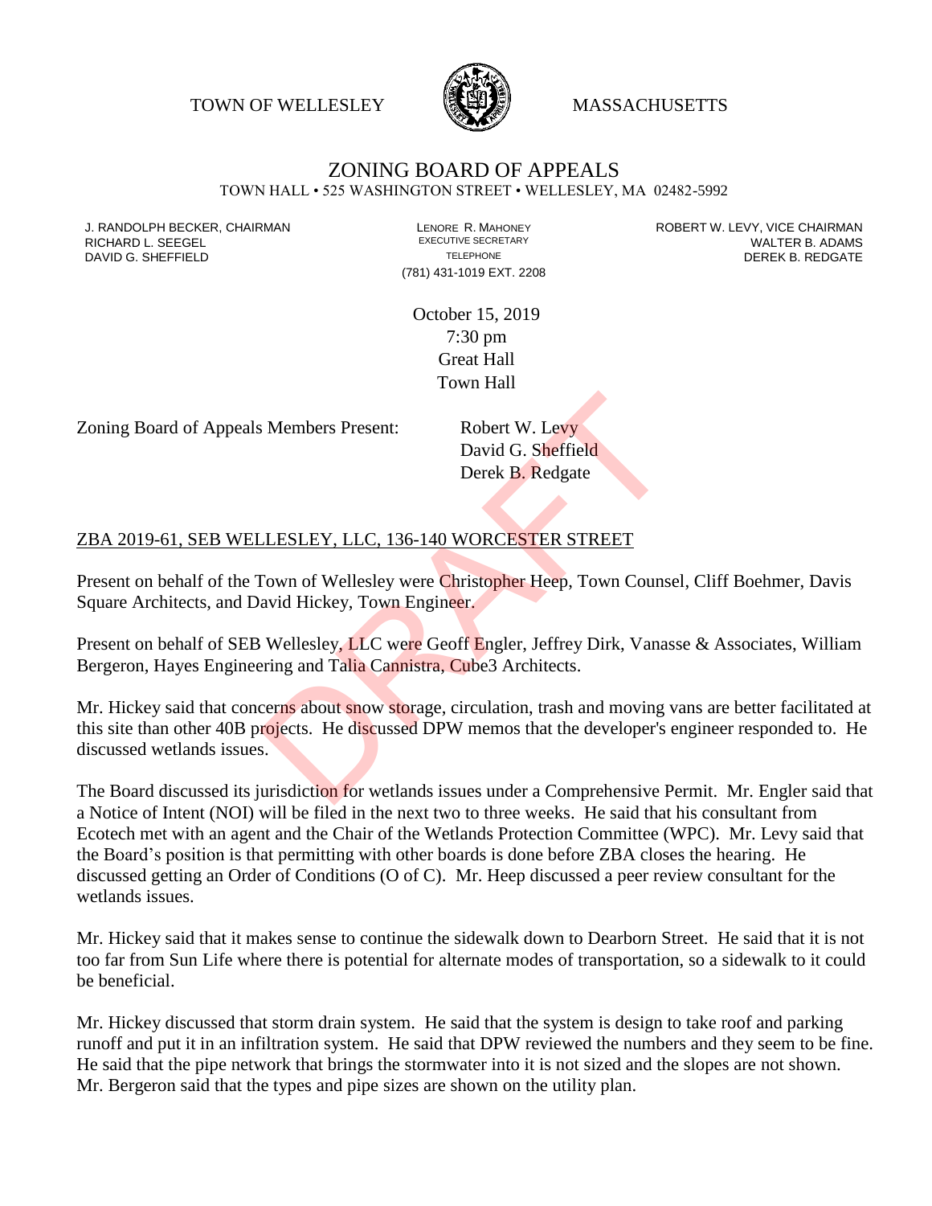TOWN OF WELLESLEY MASSACHUSETTS

# ZONING BOARD OF APPEALS

TOWN HALL • 525 WASHINGTON STREET • WELLESLEY, MA 02482-5992

| | | |
|---|---|---|
| J. RANDOLPH BECKER, CHAIRMAN | LENORE R. MAHONEY | ROBERT W. LEVY, VICE CHAIRMAN |
| RICHARD L. SEEGEL | EXECUTIVE SECRETARY | WALTER B. ADAMS |
| DAVID G. SHEFFIELD | TELEPHONE | DEREK B. REDGATE |
| | (781) 431-1019 EXT. 2208 | |

October 15, 2019
7:30 pm
Great Hall
Town Hall

Zoning Board of Appeals Members Present: Robert W. Levy
David G. Sheffield
Derek B. Redgate

ZBA 2019-61, SEB WELLESLEY, LLC, 136-140 WORCESTER STREET

Present on behalf of the Town of Wellesley were Christopher Heep, Town Counsel, Cliff Boehmer, Davis Square Architects, and David Hickey, Town Engineer.

Present on behalf of SEB Wellesley, LLC were Geoff Engler, Jeffrey Dirk, Vanasse & Associates, William Bergeron, Hayes Engineering and Talia Cannistra, Cube3 Architects.

Mr. Hickey said that concerns about snow storage, circulation, trash and moving vans are better facilitated at this site than other 40B projects. He discussed DPW memos that the developer's engineer responded to. He discussed wetlands issues.

The Board discussed its jurisdiction for wetlands issues under a Comprehensive Permit. Mr. Engler said that a Notice of Intent (NOI) will be filed in the next two to three weeks. He said that his consultant from Ecotech met with an agent and the Chair of the Wetlands Protection Committee (WPC). Mr. Levy said that the Board's position is that permitting with other boards is done before ZBA closes the hearing. He discussed getting an Order of Conditions (O of C). Mr. Heep discussed a peer review consultant for the wetlands issues.

Mr. Hickey said that it makes sense to continue the sidewalk down to Dearborn Street. He said that it is not too far from Sun Life where there is potential for alternate modes of transportation, so a sidewalk to it could be beneficial.

Mr. Hickey discussed that storm drain system. He said that the system is design to take roof and parking runoff and put it in an infiltration system. He said that DPW reviewed the numbers and they seem to be fine. He said that the pipe network that brings the stormwater into it is not sized and the slopes are not shown. Mr. Bergeron said that the types and pipe sizes are shown on the utility plan.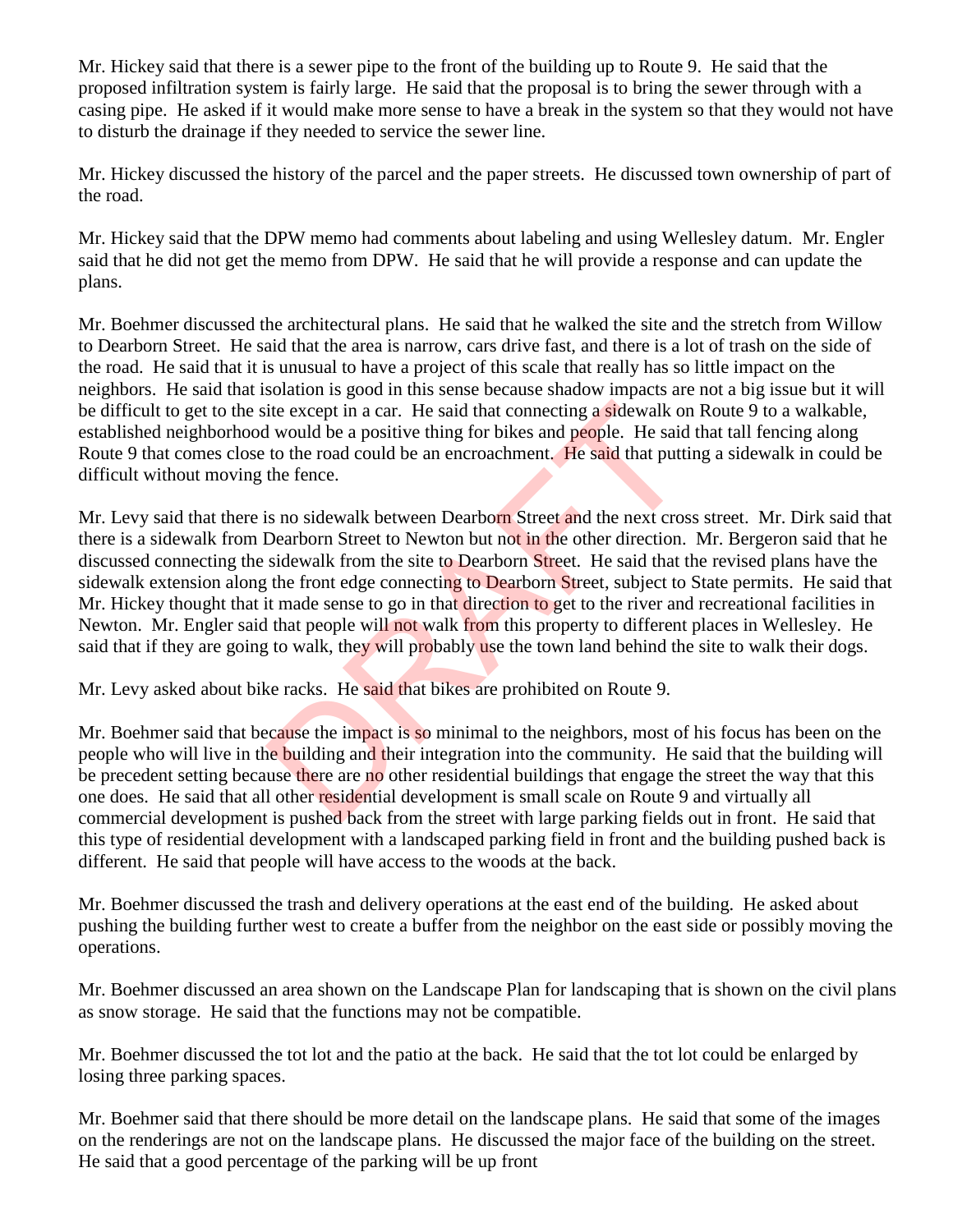Mr. Hickey said that there is a sewer pipe to the front of the building up to Route 9. He said that the proposed infiltration system is fairly large. He said that the proposal is to bring the sewer through with a casing pipe. He asked if it would make more sense to have a break in the system so that they would not have to disturb the drainage if they needed to service the sewer line.

Mr. Hickey discussed the history of the parcel and the paper streets. He discussed town ownership of part of the road.

Mr. Hickey said that the DPW memo had comments about labeling and using Wellesley datum. Mr. Engler said that he did not get the memo from DPW. He said that he will provide a response and can update the plans.

Mr. Boehmer discussed the architectural plans. He said that he walked the site and the stretch from Willow to Dearborn Street. He said that the area is narrow, cars drive fast, and there is a lot of trash on the side of the road. He said that it is unusual to have a project of this scale that really has so little impact on the neighbors. He said that isolation is good in this sense because shadow impacts are not a big issue but it will be difficult to get to the site except in a car. He said that connecting a sidewalk on Route 9 to a walkable, established neighborhood would be a positive thing for bikes and people. He said that tall fencing along Route 9 that comes close to the road could be an encroachment. He said that putting a sidewalk in could be difficult without moving the fence.

Mr. Levy said that there is no sidewalk between Dearborn Street and the next cross street. Mr. Dirk said that there is a sidewalk from Dearborn Street to Newton but not in the other direction. Mr. Bergeron said that he discussed connecting the sidewalk from the site to Dearborn Street. He said that the revised plans have the sidewalk extension along the front edge connecting to Dearborn Street, subject to State permits. He said that Mr. Hickey thought that it made sense to go in that direction to get to the river and recreational facilities in Newton. Mr. Engler said that people will not walk from this property to different places in Wellesley. He said that if they are going to walk, they will probably use the town land behind the site to walk their dogs.

Mr. Levy asked about bike racks. He said that bikes are prohibited on Route 9.

Mr. Boehmer said that because the impact is so minimal to the neighbors, most of his focus has been on the people who will live in the building and their integration into the community. He said that the building will be precedent setting because there are no other residential buildings that engage the street the way that this one does. He said that all other residential development is small scale on Route 9 and virtually all commercial development is pushed back from the street with large parking fields out in front. He said that this type of residential development with a landscaped parking field in front and the building pushed back is different. He said that people will have access to the woods at the back.

Mr. Boehmer discussed the trash and delivery operations at the east end of the building. He asked about pushing the building further west to create a buffer from the neighbor on the east side or possibly moving the operations.

Mr. Boehmer discussed an area shown on the Landscape Plan for landscaping that is shown on the civil plans as snow storage. He said that the functions may not be compatible.

Mr. Boehmer discussed the tot lot and the patio at the back. He said that the tot lot could be enlarged by losing three parking spaces.

Mr. Boehmer said that there should be more detail on the landscape plans. He said that some of the images on the renderings are not on the landscape plans. He discussed the major face of the building on the street. He said that a good percentage of the parking will be up front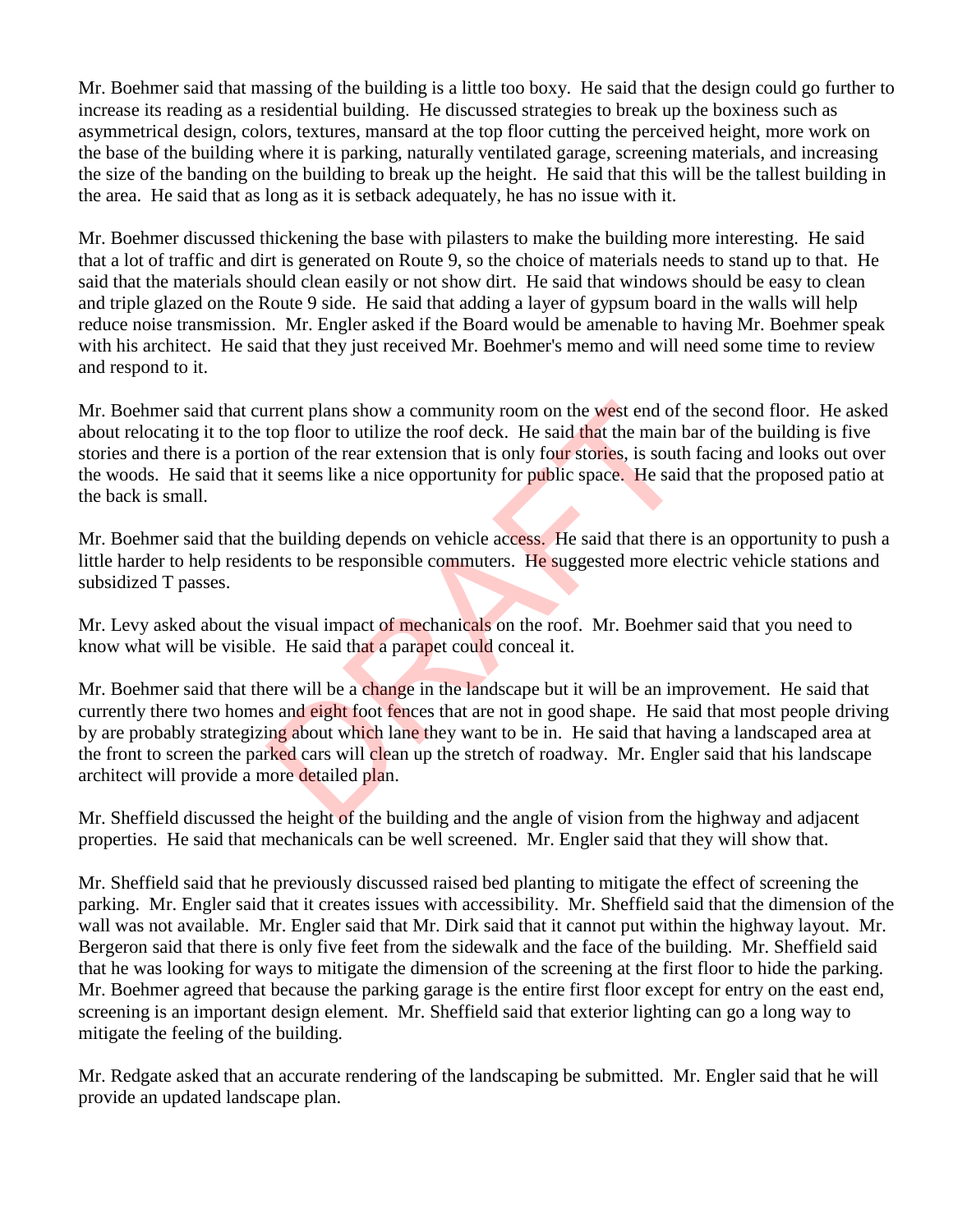Mr. Boehmer said that massing of the building is a little too boxy. He said that the design could go further to increase its reading as a residential building. He discussed strategies to break up the boxiness such as asymmetrical design, colors, textures, mansard at the top floor cutting the perceived height, more work on the base of the building where it is parking, naturally ventilated garage, screening materials, and increasing the size of the banding on the building to break up the height. He said that this will be the tallest building in the area. He said that as long as it is setback adequately, he has no issue with it.

Mr. Boehmer discussed thickening the base with pilasters to make the building more interesting. He said that a lot of traffic and dirt is generated on Route 9, so the choice of materials needs to stand up to that. He said that the materials should clean easily or not show dirt. He said that windows should be easy to clean and triple glazed on the Route 9 side. He said that adding a layer of gypsum board in the walls will help reduce noise transmission. Mr. Engler asked if the Board would be amenable to having Mr. Boehmer speak with his architect. He said that they just received Mr. Boehmer's memo and will need some time to review and respond to it.

Mr. Boehmer said that current plans show a community room on the west end of the second floor. He asked about relocating it to the top floor to utilize the roof deck. He said that the main bar of the building is five stories and there is a portion of the rear extension that is only four stories, is south facing and looks out over the woods. He said that it seems like a nice opportunity for public space. He said that the proposed patio at the back is small.

Mr. Boehmer said that the building depends on vehicle access. He said that there is an opportunity to push a little harder to help residents to be responsible commuters. He suggested more electric vehicle stations and subsidized T passes.

Mr. Levy asked about the visual impact of mechanicals on the roof. Mr. Boehmer said that you need to know what will be visible. He said that a parapet could conceal it.

Mr. Boehmer said that there will be a change in the landscape but it will be an improvement. He said that currently there two homes and eight foot fences that are not in good shape. He said that most people driving by are probably strategizing about which lane they want to be in. He said that having a landscaped area at the front to screen the parked cars will clean up the stretch of roadway. Mr. Engler said that his landscape architect will provide a more detailed plan.

Mr. Sheffield discussed the height of the building and the angle of vision from the highway and adjacent properties. He said that mechanicals can be well screened. Mr. Engler said that they will show that.

Mr. Sheffield said that he previously discussed raised bed planting to mitigate the effect of screening the parking. Mr. Engler said that it creates issues with accessibility. Mr. Sheffield said that the dimension of the wall was not available. Mr. Engler said that Mr. Dirk said that it cannot put within the highway layout. Mr. Bergeron said that there is only five feet from the sidewalk and the face of the building. Mr. Sheffield said that he was looking for ways to mitigate the dimension of the screening at the first floor to hide the parking. Mr. Boehmer agreed that because the parking garage is the entire first floor except for entry on the east end, screening is an important design element. Mr. Sheffield said that exterior lighting can go a long way to mitigate the feeling of the building.

Mr. Redgate asked that an accurate rendering of the landscaping be submitted. Mr. Engler said that he will provide an updated landscape plan.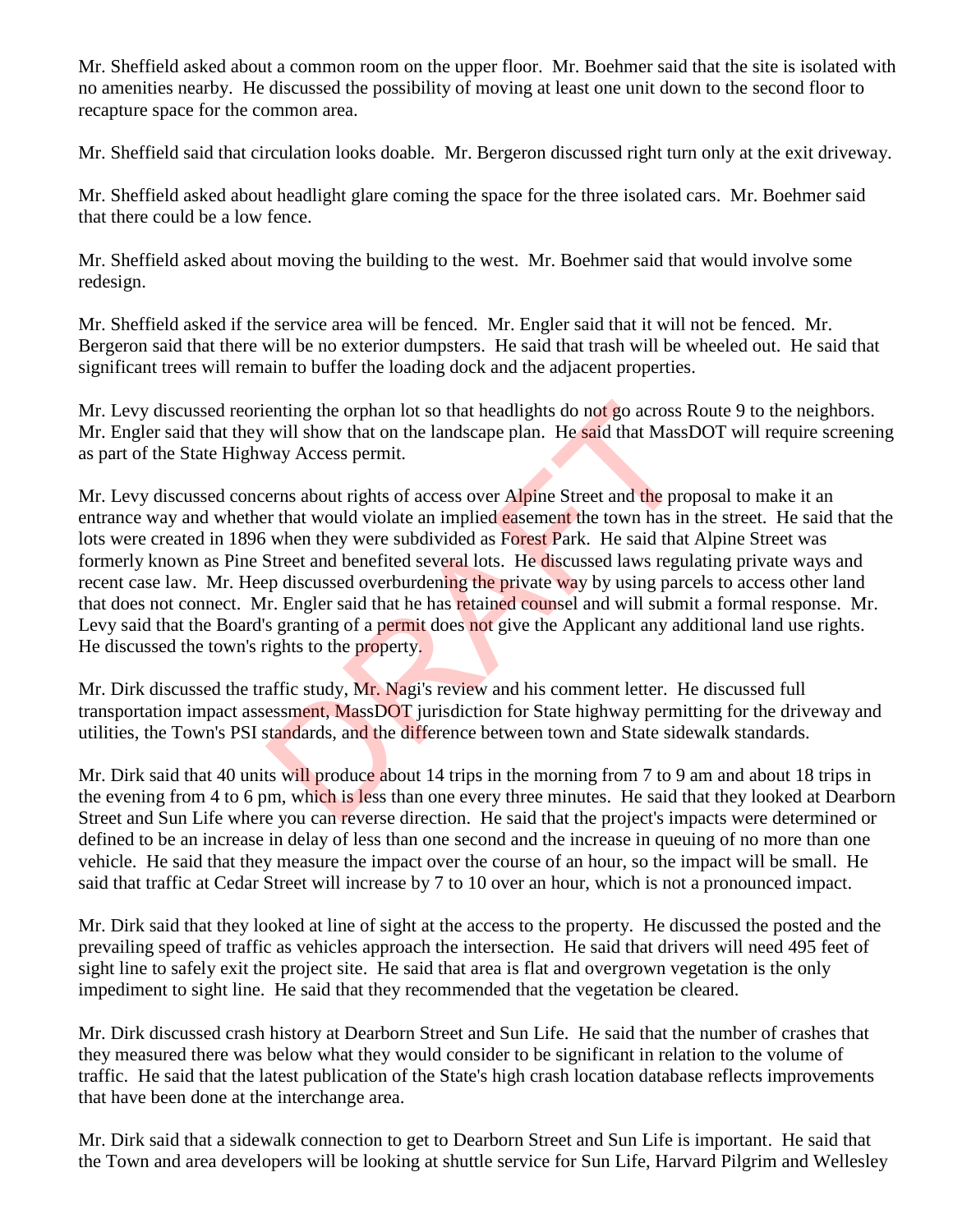Mr. Sheffield asked about a common room on the upper floor. Mr. Boehmer said that the site is isolated with no amenities nearby. He discussed the possibility of moving at least one unit down to the second floor to recapture space for the common area.

Mr. Sheffield said that circulation looks doable. Mr. Bergeron discussed right turn only at the exit driveway.

Mr. Sheffield asked about headlight glare coming the space for the three isolated cars. Mr. Boehmer said that there could be a low fence.

Mr. Sheffield asked about moving the building to the west. Mr. Boehmer said that would involve some redesign.

Mr. Sheffield asked if the service area will be fenced. Mr. Engler said that it will not be fenced. Mr. Bergeron said that there will be no exterior dumpsters. He said that trash will be wheeled out. He said that significant trees will remain to buffer the loading dock and the adjacent properties.

Mr. Levy discussed reorienting the orphan lot so that headlights do not go across Route 9 to the neighbors. Mr. Engler said that they will show that on the landscape plan. He said that MassDOT will require screening as part of the State Highway Access permit.

Mr. Levy discussed concerns about rights of access over Alpine Street and the proposal to make it an entrance way and whether that would violate an implied easement the town has in the street. He said that the lots were created in 1896 when they were subdivided as Forest Park. He said that Alpine Street was formerly known as Pine Street and benefited several lots. He discussed laws regulating private ways and recent case law. Mr. Heep discussed overburdening the private way by using parcels to access other land that does not connect. Mr. Engler said that he has retained counsel and will submit a formal response. Mr. Levy said that the Board's granting of a permit does not give the Applicant any additional land use rights. He discussed the town's rights to the property.

Mr. Dirk discussed the traffic study, Mr. Nagi's review and his comment letter. He discussed full transportation impact assessment, MassDOT jurisdiction for State highway permitting for the driveway and utilities, the Town's PSI standards, and the difference between town and State sidewalk standards.

Mr. Dirk said that 40 units will produce about 14 trips in the morning from 7 to 9 am and about 18 trips in the evening from 4 to 6 pm, which is less than one every three minutes. He said that they looked at Dearborn Street and Sun Life where you can reverse direction. He said that the project's impacts were determined or defined to be an increase in delay of less than one second and the increase in queuing of no more than one vehicle. He said that they measure the impact over the course of an hour, so the impact will be small. He said that traffic at Cedar Street will increase by 7 to 10 over an hour, which is not a pronounced impact.

Mr. Dirk said that they looked at line of sight at the access to the property. He discussed the posted and the prevailing speed of traffic as vehicles approach the intersection. He said that drivers will need 495 feet of sight line to safely exit the project site. He said that area is flat and overgrown vegetation is the only impediment to sight line. He said that they recommended that the vegetation be cleared.

Mr. Dirk discussed crash history at Dearborn Street and Sun Life. He said that the number of crashes that they measured there was below what they would consider to be significant in relation to the volume of traffic. He said that the latest publication of the State's high crash location database reflects improvements that have been done at the interchange area.

Mr. Dirk said that a sidewalk connection to get to Dearborn Street and Sun Life is important. He said that the Town and area developers will be looking at shuttle service for Sun Life, Harvard Pilgrim and Wellesley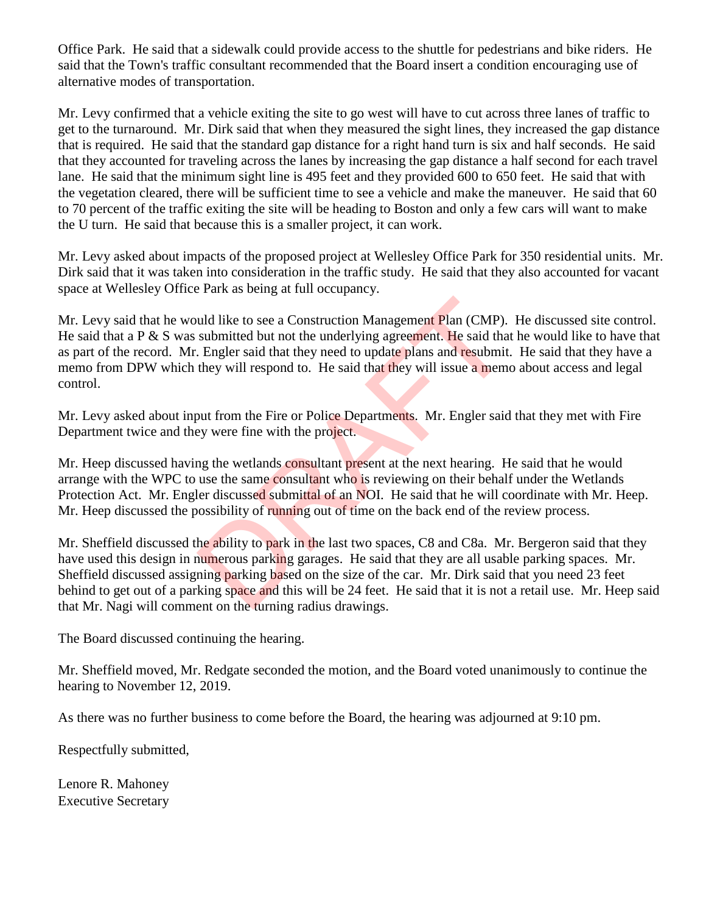Office Park. He said that a sidewalk could provide access to the shuttle for pedestrians and bike riders. He said that the Town's traffic consultant recommended that the Board insert a condition encouraging use of alternative modes of transportation.

Mr. Levy confirmed that a vehicle exiting the site to go west will have to cut across three lanes of traffic to get to the turnaround. Mr. Dirk said that when they measured the sight lines, they increased the gap distance that is required. He said that the standard gap distance for a right hand turn is six and half seconds. He said that they accounted for traveling across the lanes by increasing the gap distance a half second for each travel lane. He said that the minimum sight line is 495 feet and they provided 600 to 650 feet. He said that with the vegetation cleared, there will be sufficient time to see a vehicle and make the maneuver. He said that 60 to 70 percent of the traffic exiting the site will be heading to Boston and only a few cars will want to make the U turn. He said that because this is a smaller project, it can work.

Mr. Levy asked about impacts of the proposed project at Wellesley Office Park for 350 residential units. Mr. Dirk said that it was taken into consideration in the traffic study. He said that they also accounted for vacant space at Wellesley Office Park as being at full occupancy.

Mr. Levy said that he would like to see a Construction Management Plan (CMP). He discussed site control. He said that a P & S was submitted but not the underlying agreement. He said that he would like to have that as part of the record. Mr. Engler said that they need to update plans and resubmit. He said that they have a memo from DPW which they will respond to. He said that they will issue a memo about access and legal control.

Mr. Levy asked about input from the Fire or Police Departments. Mr. Engler said that they met with Fire Department twice and they were fine with the project.

Mr. Heep discussed having the wetlands consultant present at the next hearing. He said that he would arrange with the WPC to use the same consultant who is reviewing on their behalf under the Wetlands Protection Act. Mr. Engler discussed submittal of an NOI. He said that he will coordinate with Mr. Heep. Mr. Heep discussed the possibility of running out of time on the back end of the review process.

Mr. Sheffield discussed the ability to park in the last two spaces, C8 and C8a. Mr. Bergeron said that they have used this design in numerous parking garages. He said that they are all usable parking spaces. Mr. Sheffield discussed assigning parking based on the size of the car. Mr. Dirk said that you need 23 feet behind to get out of a parking space and this will be 24 feet. He said that it is not a retail use. Mr. Heep said that Mr. Nagi will comment on the turning radius drawings.

The Board discussed continuing the hearing.

Mr. Sheffield moved, Mr. Redgate seconded the motion, and the Board voted unanimously to continue the hearing to November 12, 2019.

As there was no further business to come before the Board, the hearing was adjourned at 9:10 pm.

Respectfully submitted,

Lenore R. Mahoney
Executive Secretary